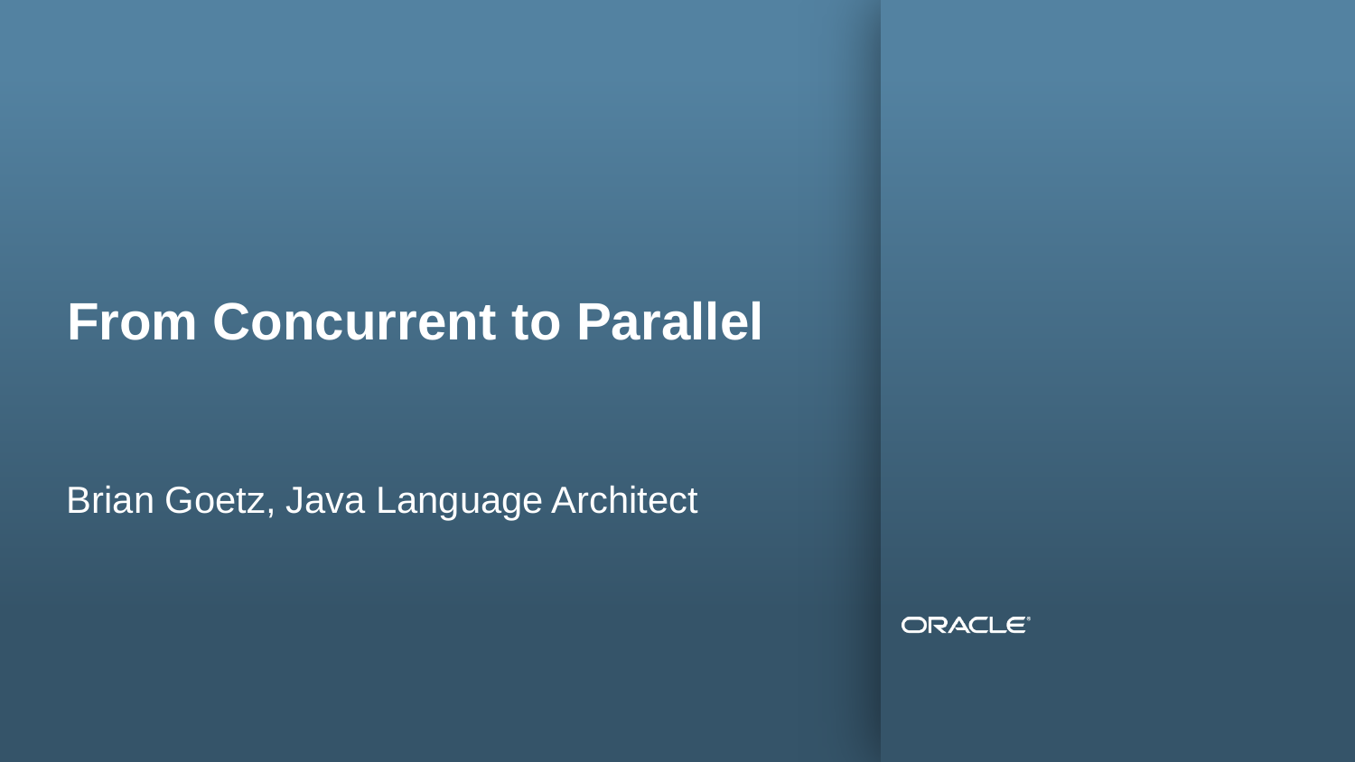# From Concurrent to Parallel

Brian Goetz, Java Language Architect

ORACLE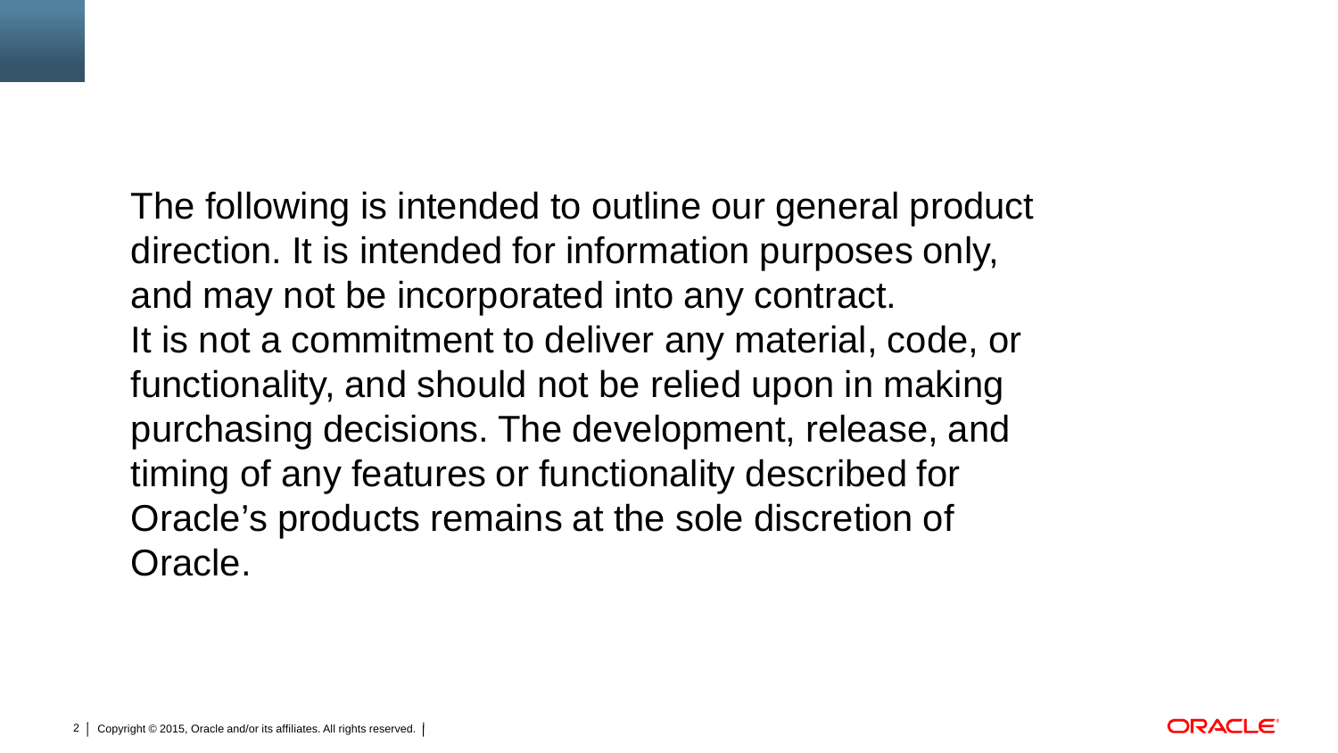The following is intended to outline our general product direction. It is intended for information purposes only, and may not be incorporated into any contract. It is not a commitment to deliver any material, code, or functionality, and should not be relied upon in making purchasing decisions. The development, release, and timing of any features or functionality described for Oracle's products remains at the sole discretion of Oracle.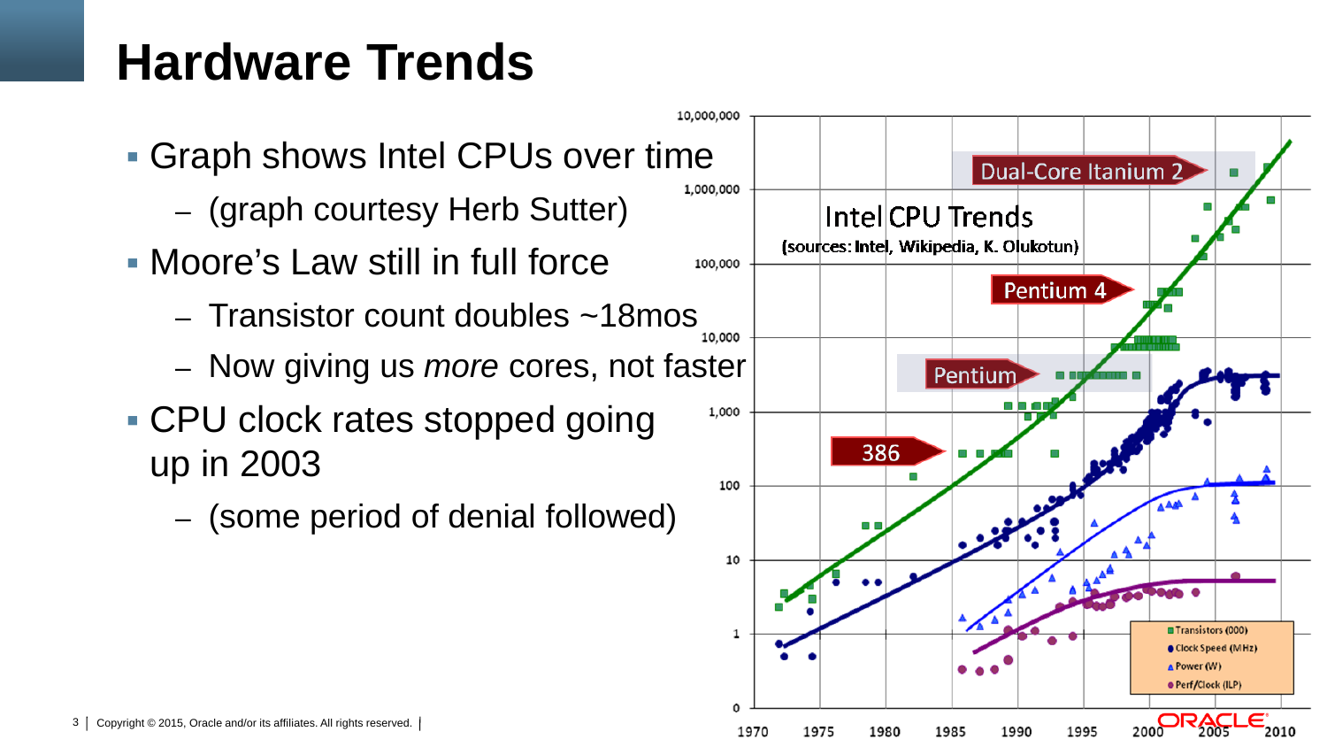# Hardware Trends

- Graph shows Intel CPUs over time
  - (graph courtesy Herb Sutter)
- Moore's Law still in full force
  - Transistor count doubles ~18mos
  - Now giving us *more* cores, not faster
- CPU clock rates stopped going up in 2003
  - (some period of denial followed)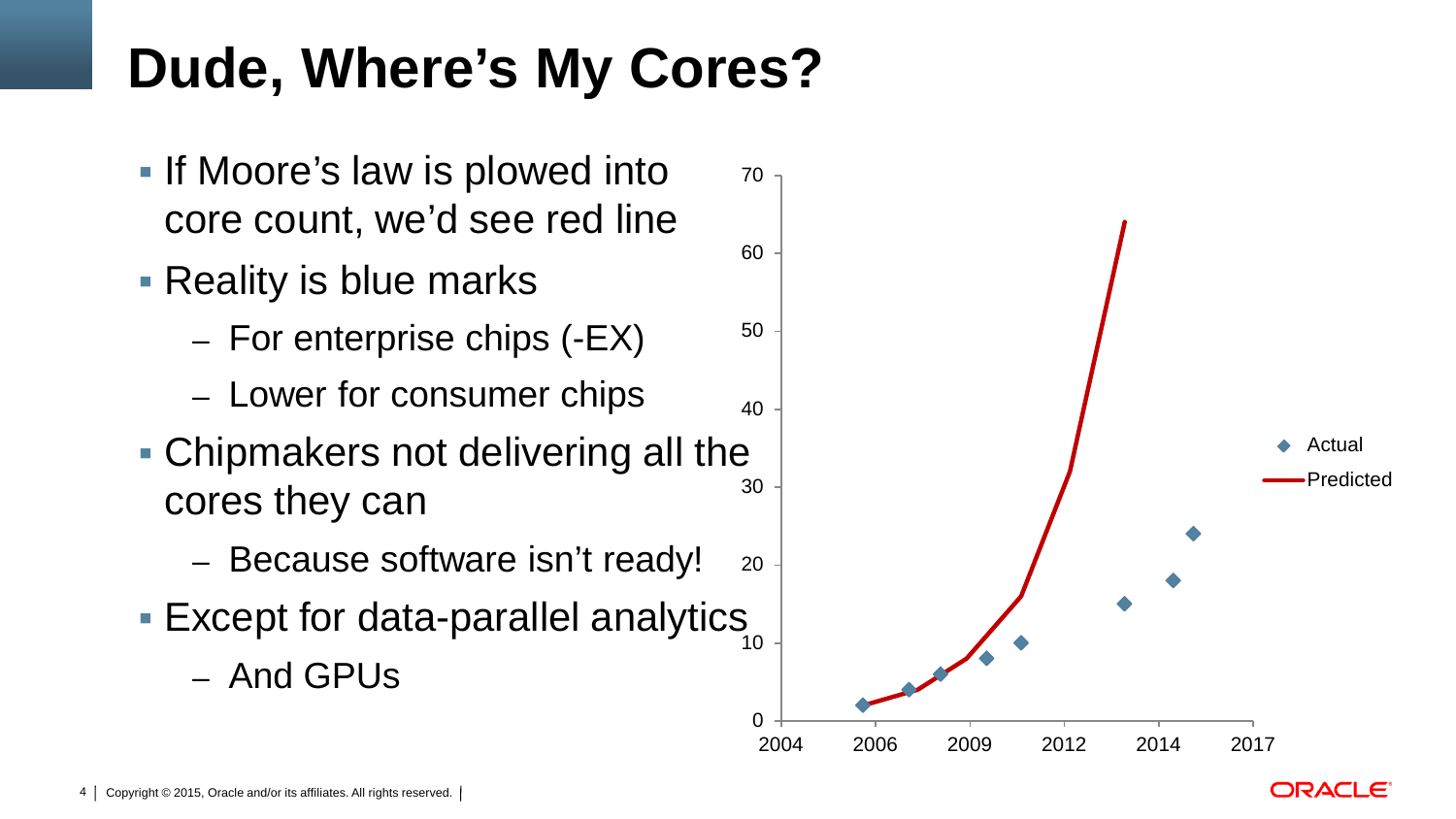# Dude, Where's My Cores?

- If Moore's law is plowed into core count, we'd see red line
- Reality is blue marks
  - For enterprise chips (-EX)
  - Lower for consumer chips
- Chipmakers not delivering all the cores they can
  - Because software isn't ready!
- Except for data-parallel analytics
  - And GPUs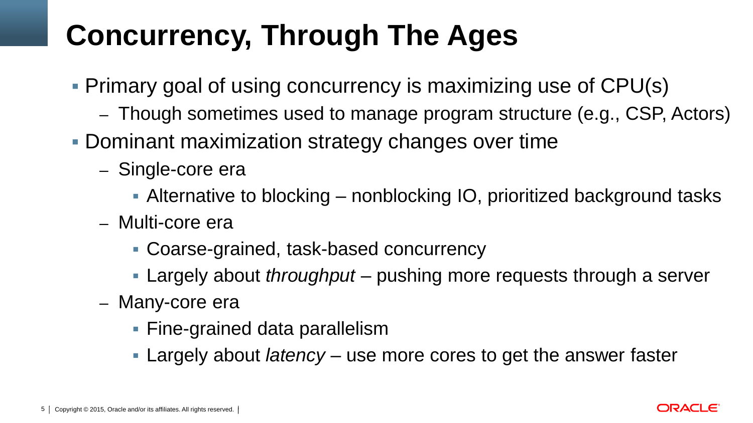# Concurrency, Through The Ages

- Primary goal of using concurrency is maximizing use of CPU(s)
  - Though sometimes used to manage program structure (e.g., CSP, Actors)
- Dominant maximization strategy changes over time
  - Single-core era
    - Alternative to blocking – nonblocking IO, prioritized background tasks
  - Multi-core era
    - Coarse-grained, task-based concurrency
    - Largely about *throughput* – pushing more requests through a server
  - Many-core era
    - Fine-grained data parallelism
    - Largely about *latency* – use more cores to get the answer faster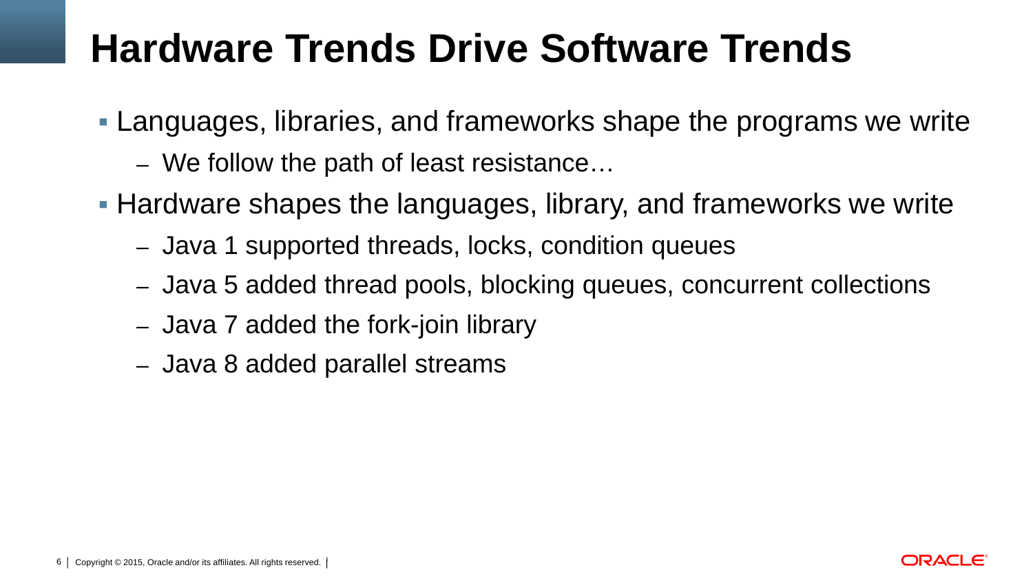# Hardware Trends Drive Software Trends

- Languages, libraries, and frameworks shape the programs we write
  - We follow the path of least resistance…
- Hardware shapes the languages, library, and frameworks we write
  - Java 1 supported threads, locks, condition queues
  - Java 5 added thread pools, blocking queues, concurrent collections
  - Java 7 added the fork-join library
  - Java 8 added parallel streams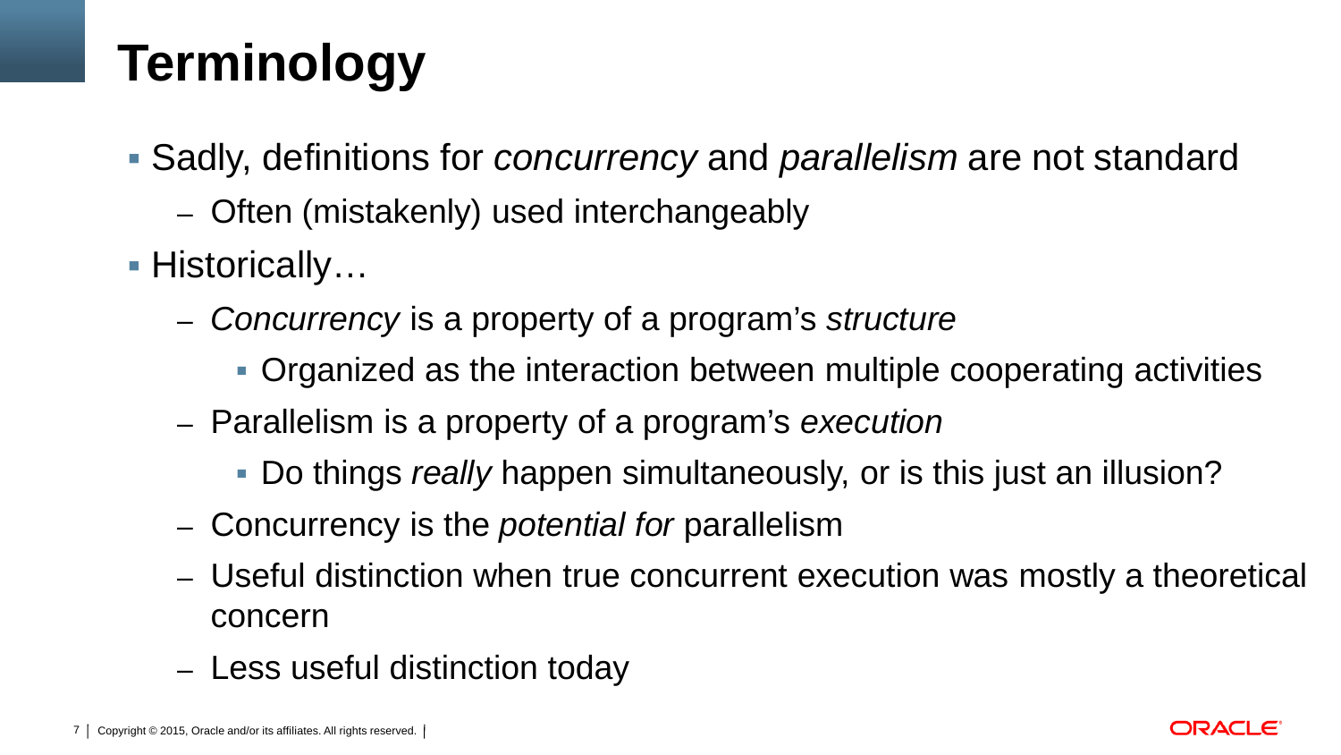# Terminology

- Sadly, definitions for *concurrency* and *parallelism* are not standard
  - Often (mistakenly) used interchangeably
- Historically…
  - *Concurrency* is a property of a program's *structure*
    - Organized as the interaction between multiple cooperating activities
  - Parallelism is a property of a program's *execution*
    - Do things *really* happen simultaneously, or is this just an illusion?
  - Concurrency is the *potential for* parallelism
  - Useful distinction when true concurrent execution was mostly a theoretical concern
  - Less useful distinction today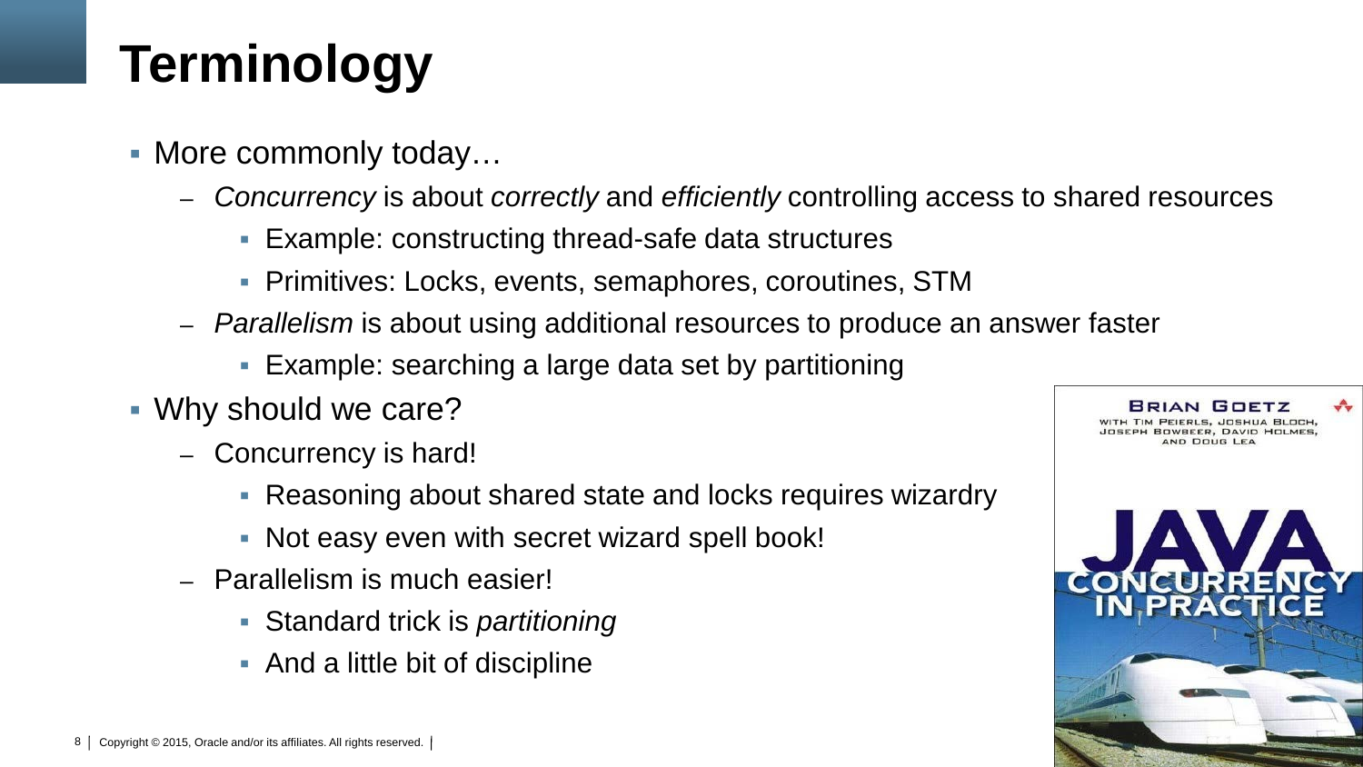# Terminology

- More commonly today…
  - *Concurrency* is about *correctly* and *efficiently* controlling access to shared resources
    - Example: constructing thread-safe data structures
    - Primitives: Locks, events, semaphores, coroutines, STM
  - *Parallelism* is about using additional resources to produce an answer faster
    - Example: searching a large data set by partitioning
- Why should we care?
  - Concurrency is hard!
    - Reasoning about shared state and locks requires wizardry
    - Not easy even with secret wizard spell book!
  - Parallelism is much easier!
    - Standard trick is *partitioning*
    - And a little bit of discipline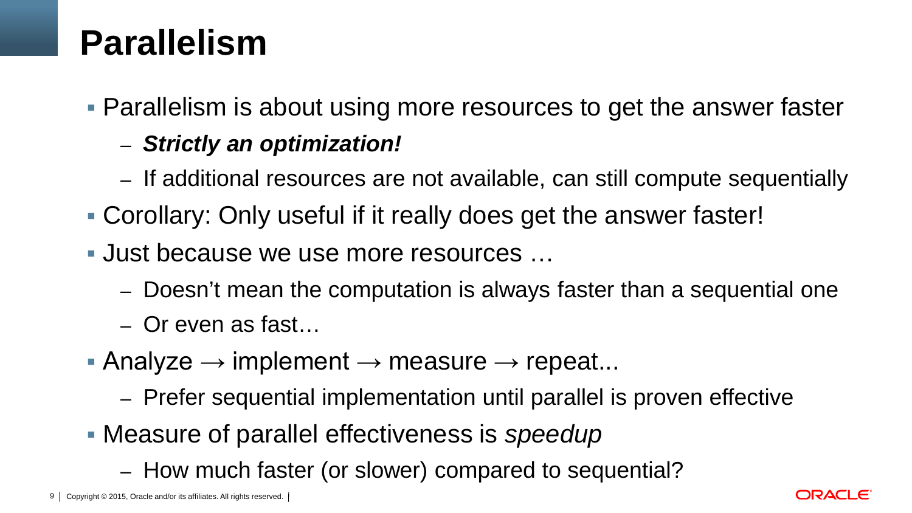# Parallelism

- Parallelism is about using more resources to get the answer faster
  - ***Strictly an optimization!***
  - If additional resources are not available, can still compute sequentially
- Corollary: Only useful if it really does get the answer faster!
- Just because we use more resources …
  - Doesn't mean the computation is always faster than a sequential one
  - Or even as fast…
- Analyze → implement → measure → repeat...
  - Prefer sequential implementation until parallel is proven effective
- Measure of parallel effectiveness is *speedup*
  - How much faster (or slower) compared to sequential?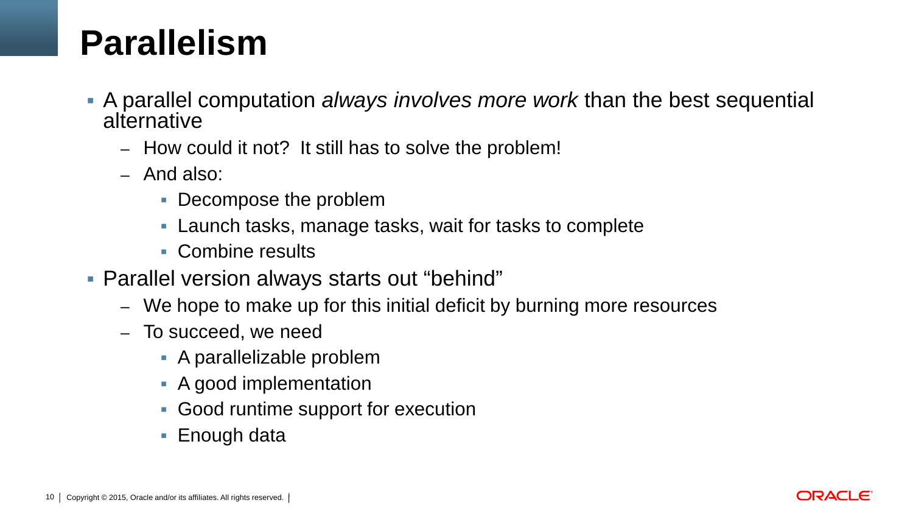# Parallelism

- A parallel computation *always involves more work* than the best sequential alternative
  - How could it not? It still has to solve the problem!
  - And also:
    - Decompose the problem
    - Launch tasks, manage tasks, wait for tasks to complete
    - Combine results
- Parallel version always starts out "behind"
  - We hope to make up for this initial deficit by burning more resources
  - To succeed, we need
    - A parallelizable problem
    - A good implementation
    - Good runtime support for execution
    - Enough data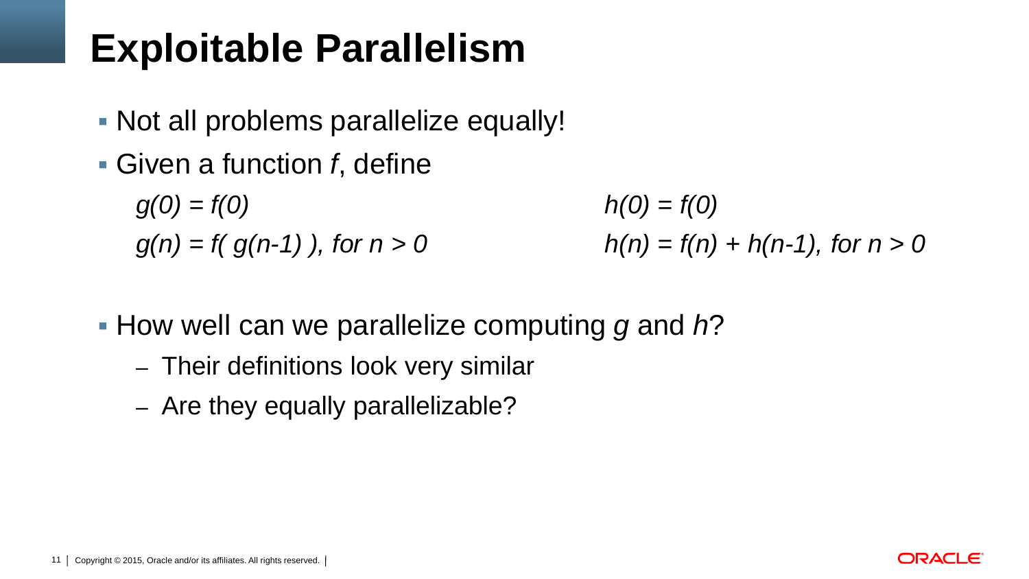# Exploitable Parallelism

- Not all problems parallelize equally!
- Given a function $f$, define

$$g(0) = f(0)$$
$$g(n) = f(\, g(n-1)\, ),\ \text{for } n > 0$$

$$h(0) = f(0)$$
$$h(n) = f(n) + h(n-1),\ \text{for } n > 0$$

- How well can we parallelize computing $g$ and $h$?
  - Their definitions look very similar
  - Are they equally parallelizable?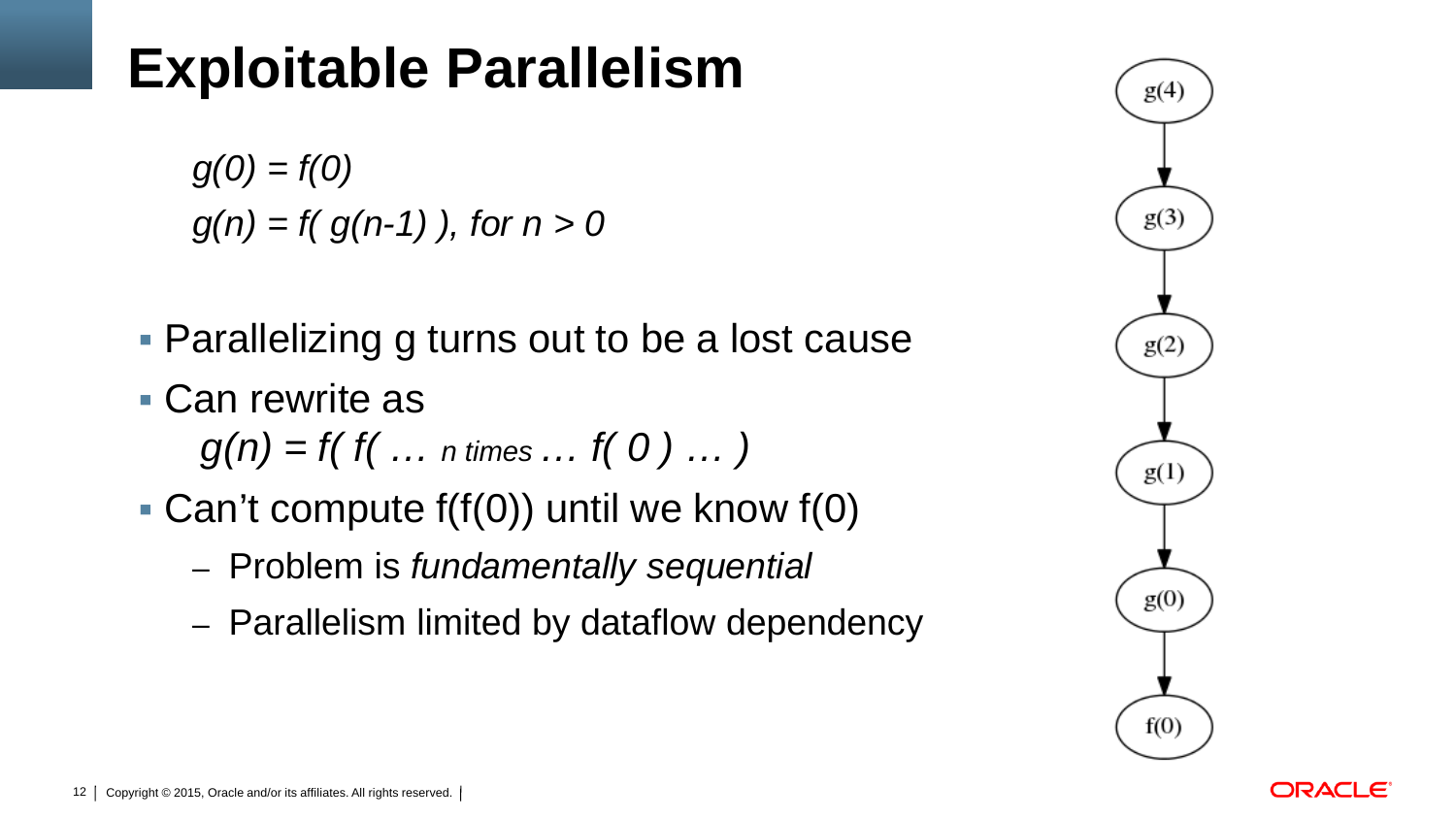# Exploitable Parallelism

$g(0) = f(0)$
$g(n) = f(\ g(n\text{-}1)\ ),\ \text{for } n > 0$

- Parallelizing g turns out to be a lost cause
- Can rewrite as
  $g(n) = f(\ f(\ \ldots\ _{n\ times}\ \ldots\ f(\ 0\ )\ \ldots\ )$
- Can't compute f(f(0)) until we know f(0)
  - Problem is *fundamentally sequential*
  - Parallelism limited by dataflow dependency

g(4) → g(3) → g(2) → g(1) → g(0) → f(0)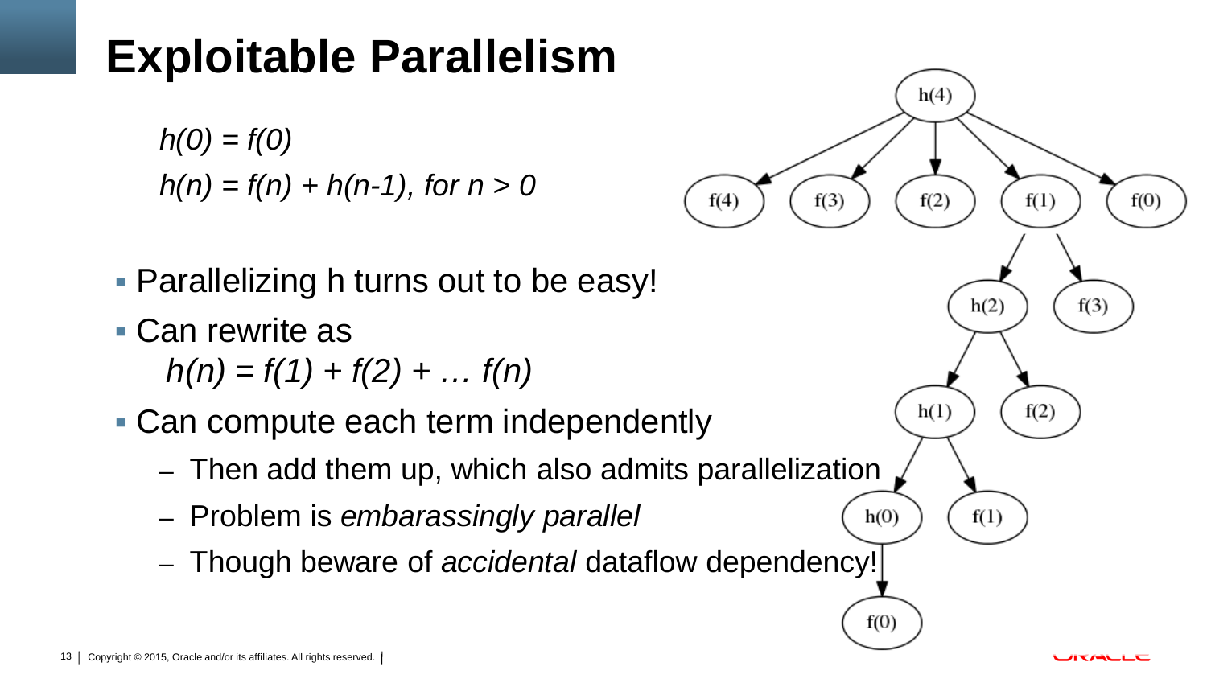# Exploitable Parallelism

$h(0) = f(0)$

$h(n) = f(n) + h(n\text{-}1)$, for $n > 0$

- Parallelizing h turns out to be easy!
- Can rewrite as

  $h(n) = f(1) + f(2) + \ldots f(n)$
- Can compute each term independently
  - Then add them up, which also admits parallelization
  - Problem is *embarassingly parallel*
  - Though beware of *accidental* dataflow dependency!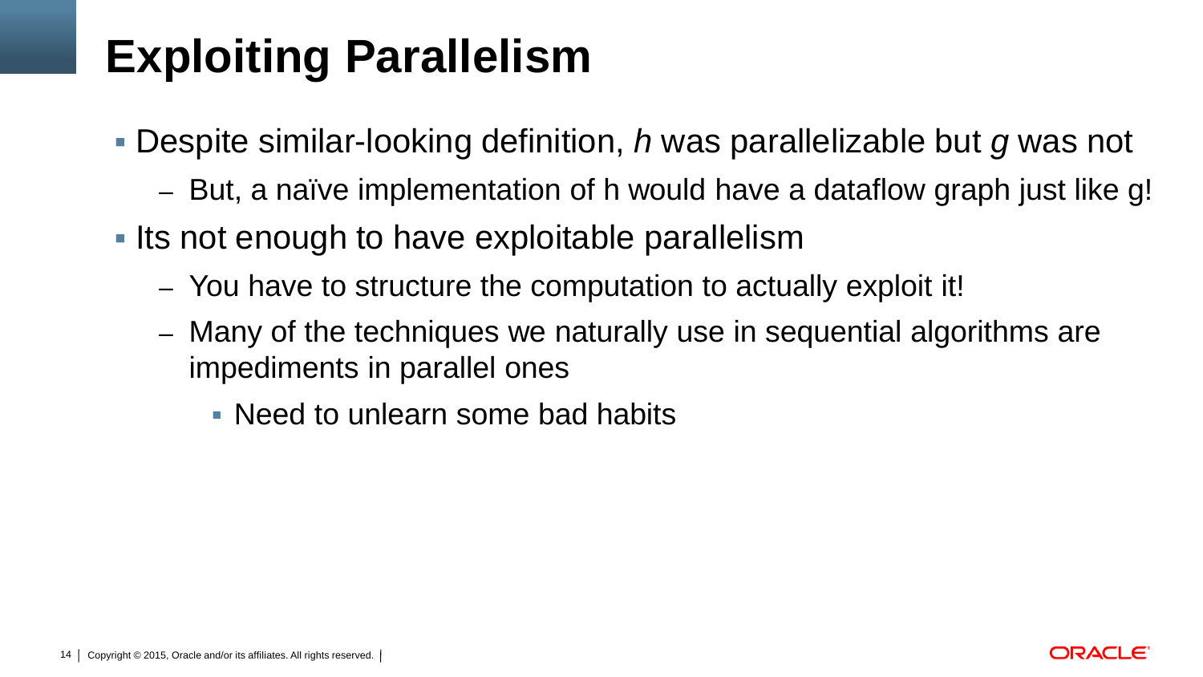# Exploiting Parallelism

- Despite similar-looking definition, *h* was parallelizable but *g* was not
  - But, a naïve implementation of h would have a dataflow graph just like g!
- Its not enough to have exploitable parallelism
  - You have to structure the computation to actually exploit it!
  - Many of the techniques we naturally use in sequential algorithms are impediments in parallel ones
    - Need to unlearn some bad habits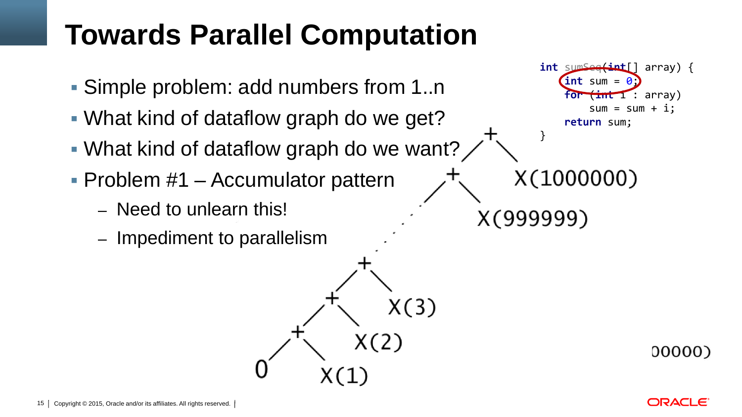# Towards Parallel Computation

- Simple problem: add numbers from 1..n
- What kind of dataflow graph do we get?
- What kind of dataflow graph do we want?
- Problem #1 – Accumulator pattern
  - Need to unlearn this!
  - Impediment to parallelism

```
int sumSeq(int[] array) {
    int sum = 0;
    for (int i : array)
        sum = sum + i;
    return sum;
}
```

```
                    +
                   / \
                  +   X(1000000)
                 / \
                .   X(999999)
               .
              +
             / \
            +   X(3)
           / \
          +   X(2)
         / \
        0   X(1)
```

00000)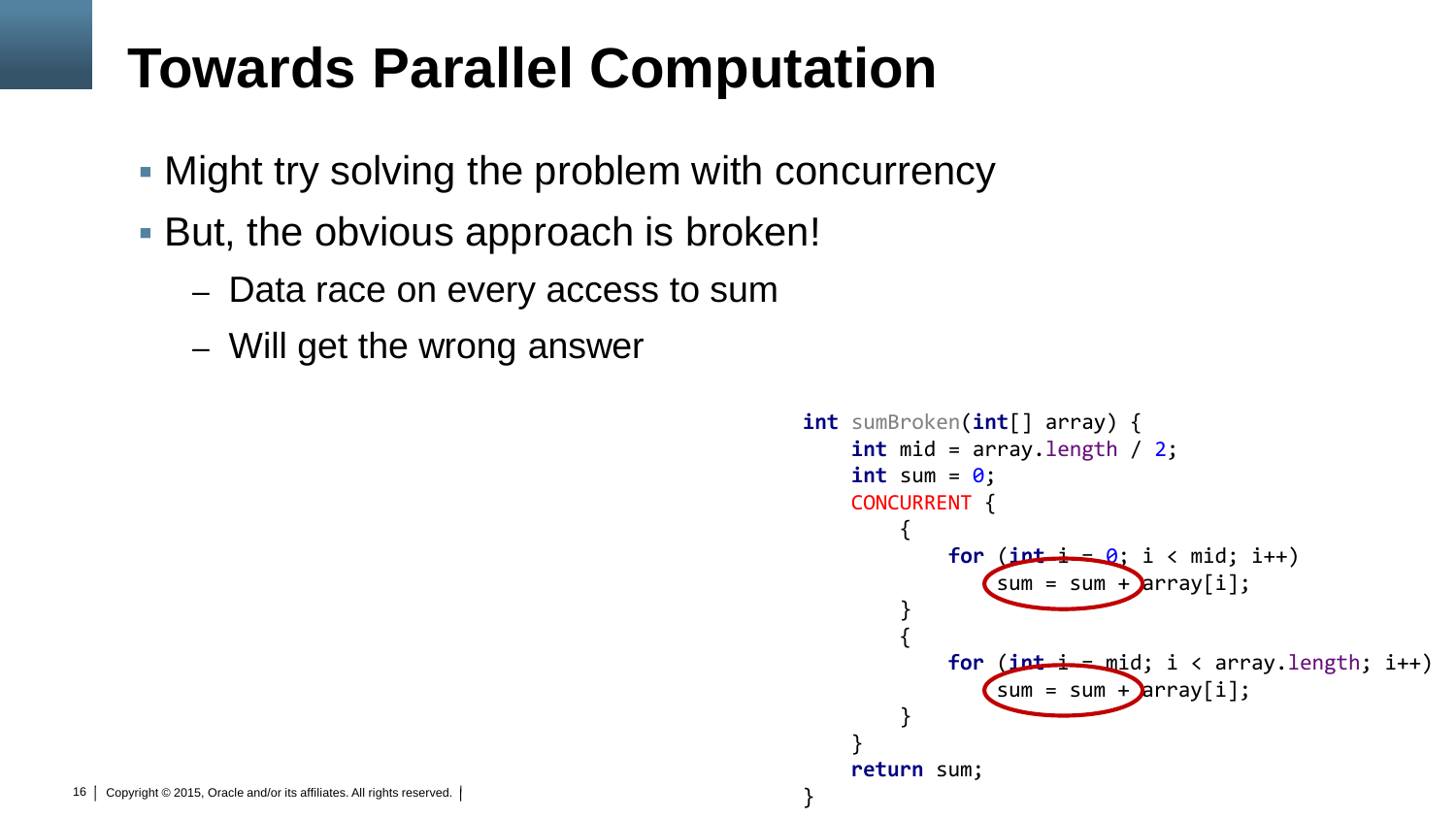# Towards Parallel Computation

- Might try solving the problem with concurrency
- But, the obvious approach is broken!
  - Data race on every access to sum
  - Will get the wrong answer

```
int sumBroken(int[] array) {
    int mid = array.length / 2;
    int sum = 0;
    CONCURRENT {
        {
            for (int i = 0; i < mid; i++)
                sum = sum + array[i];
        }
        {
            for (int i = mid; i < array.length; i++)
                sum = sum + array[i];
        }
    }
    return sum;
}
```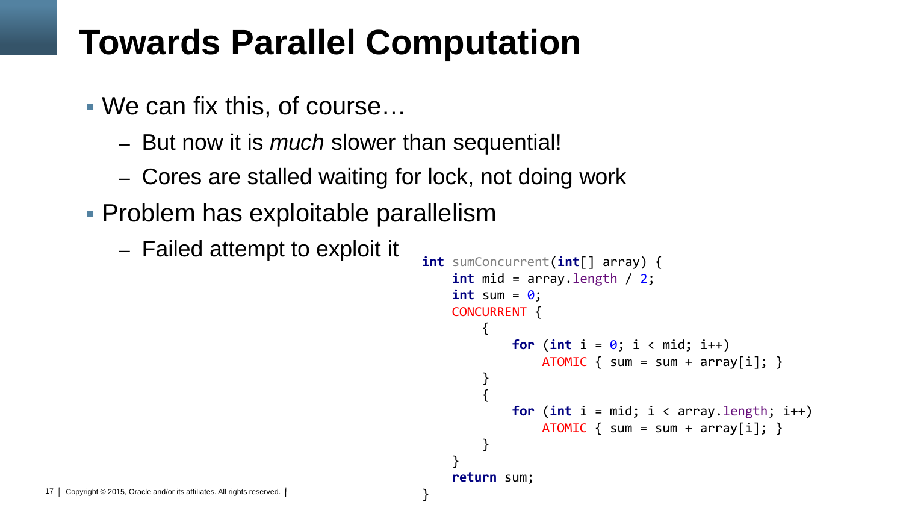# Towards Parallel Computation

- We can fix this, of course…
  - But now it is *much* slower than sequential!
  - Cores are stalled waiting for lock, not doing work
- Problem has exploitable parallelism
  - Failed attempt to exploit it

```
int sumConcurrent(int[] array) {
    int mid = array.length / 2;
    int sum = 0;
    CONCURRENT {
        {
            for (int i = 0; i < mid; i++)
                ATOMIC { sum = sum + array[i]; }
        }
        {
            for (int i = mid; i < array.length; i++)
                ATOMIC { sum = sum + array[i]; }
        }
    }
    return sum;
}
```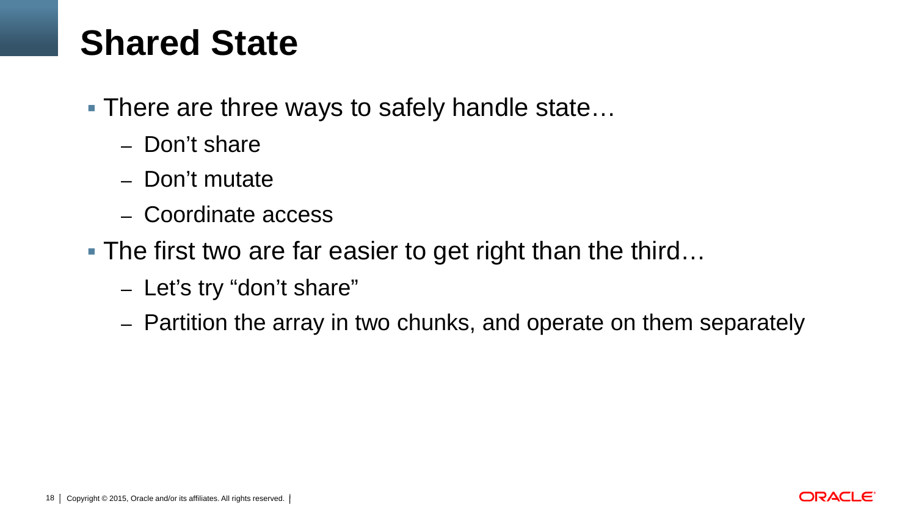# Shared State

- There are three ways to safely handle state…
  - Don't share
  - Don't mutate
  - Coordinate access
- The first two are far easier to get right than the third…
  - Let's try "don't share"
  - Partition the array in two chunks, and operate on them separately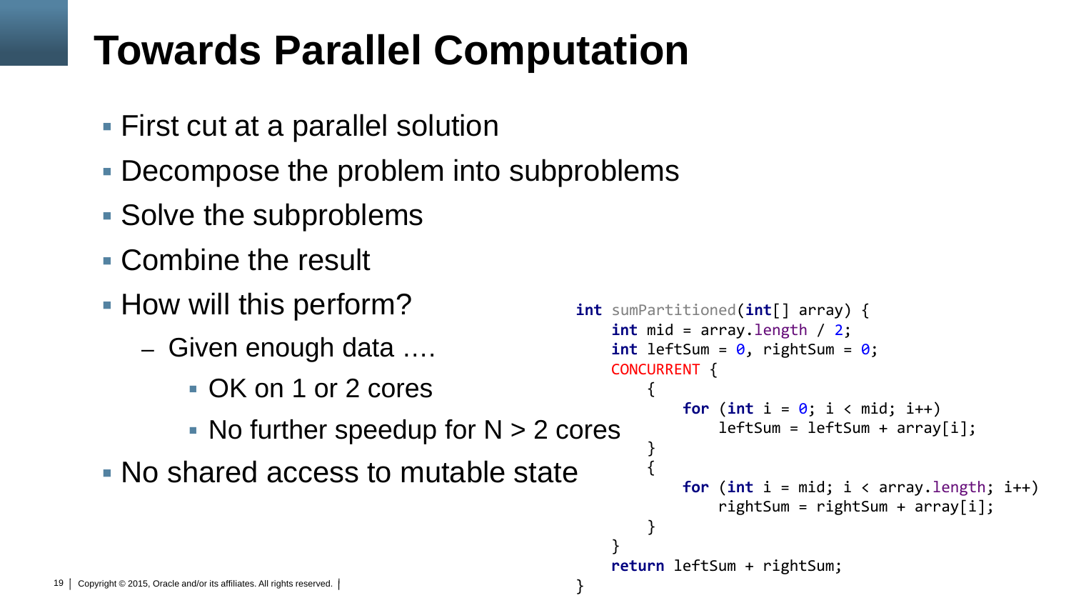# Towards Parallel Computation

- First cut at a parallel solution
- Decompose the problem into subproblems
- Solve the subproblems
- Combine the result
- How will this perform?
  - Given enough data ….
    - OK on 1 or 2 cores
    - No further speedup for N > 2 cores
- No shared access to mutable state

```
int sumPartitioned(int[] array) {
    int mid = array.length / 2;
    int leftSum = 0, rightSum = 0;
    CONCURRENT {
        {
            for (int i = 0; i < mid; i++)
                leftSum = leftSum + array[i];
        }
        {
            for (int i = mid; i < array.length; i++)
                rightSum = rightSum + array[i];
        }
    }
    return leftSum + rightSum;
}
```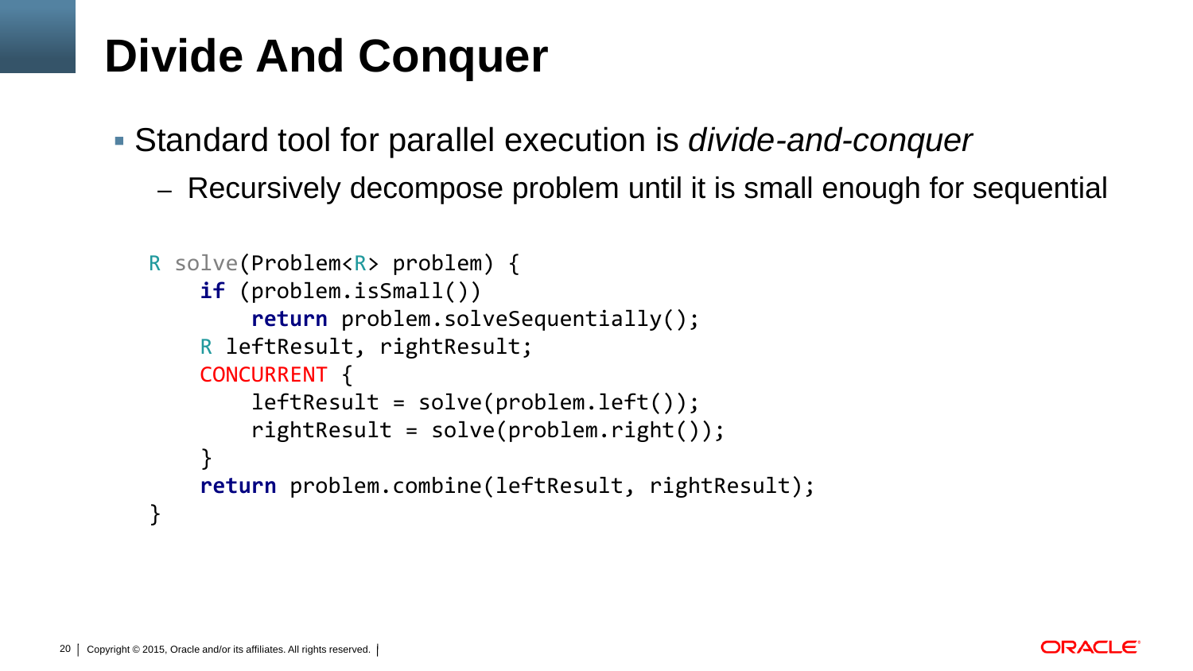# Divide And Conquer

- Standard tool for parallel execution is *divide-and-conquer*
  - Recursively decompose problem until it is small enough for sequential

```
R solve(Problem<R> problem) {
    if (problem.isSmall())
        return problem.solveSequentially();
    R leftResult, rightResult;
    CONCURRENT {
        leftResult = solve(problem.left());
        rightResult = solve(problem.right());
    }
    return problem.combine(leftResult, rightResult);
}
```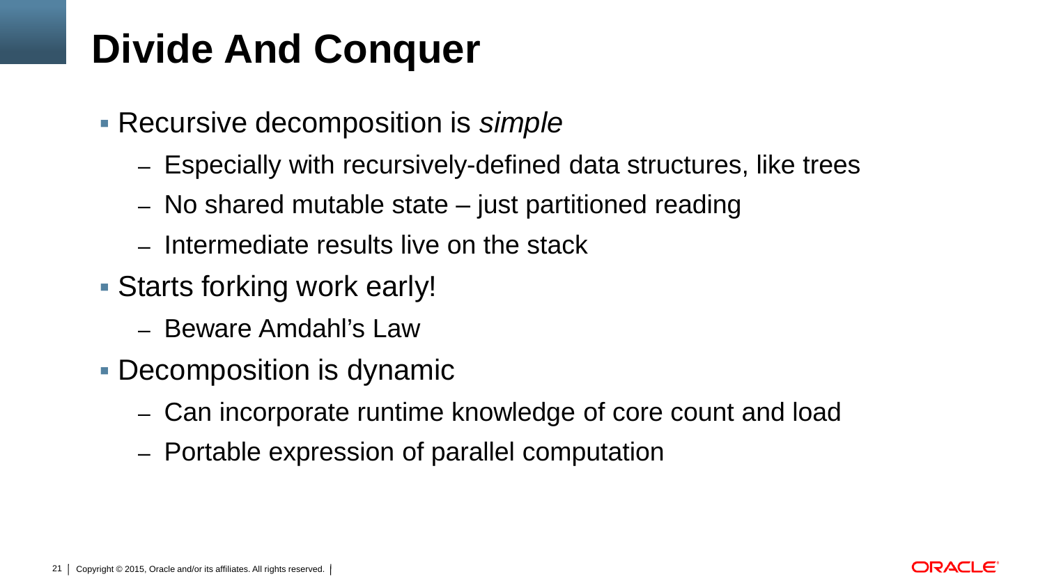# Divide And Conquer

- Recursive decomposition is *simple*
  - Especially with recursively-defined data structures, like trees
  - No shared mutable state – just partitioned reading
  - Intermediate results live on the stack
- Starts forking work early!
  - Beware Amdahl's Law
- Decomposition is dynamic
  - Can incorporate runtime knowledge of core count and load
  - Portable expression of parallel computation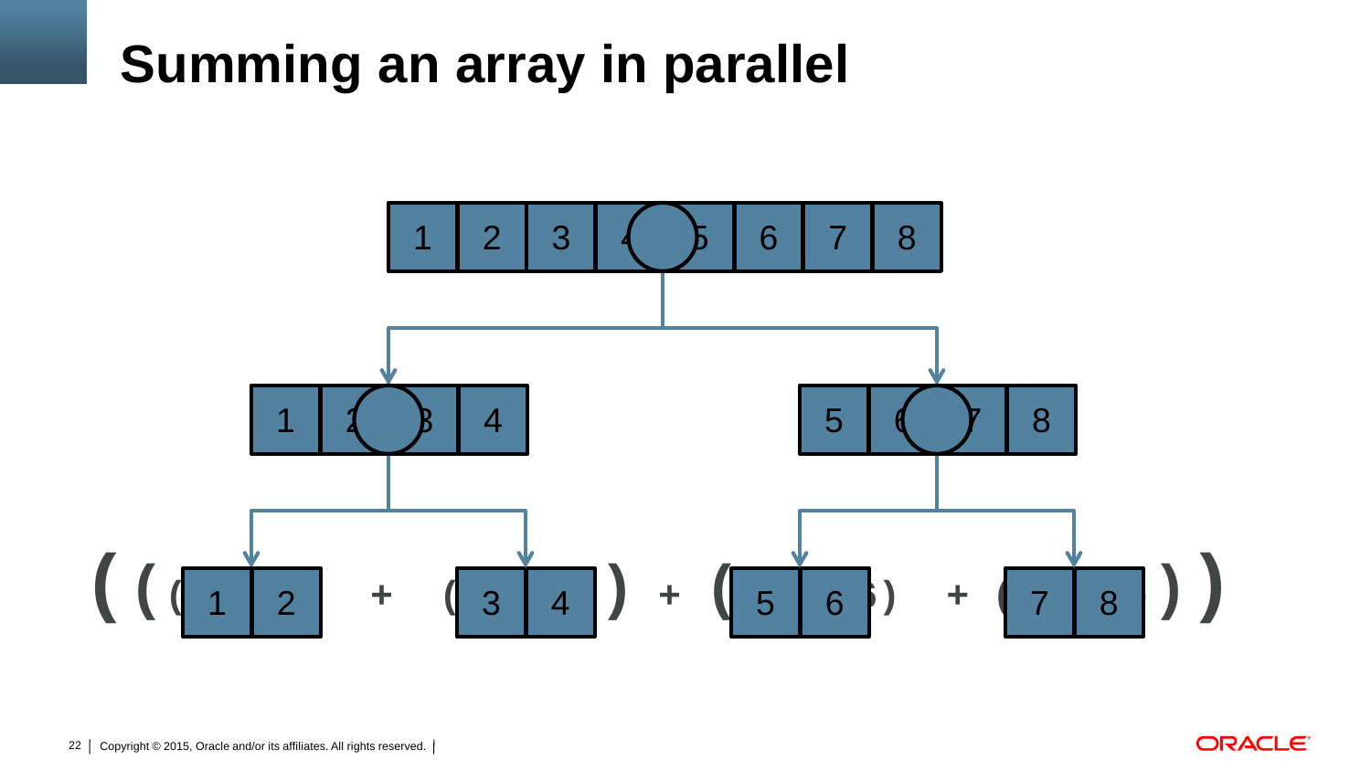# Summing an array in parallel

| 1 | 2 | 3 | 4 | 5 | 6 | 7 | 8 |
|---|---|---|---|---|---|---|---|

| 1 | 2 | 3 | 4 |
|---|---|---|---|

| 5 | 6 | 7 | 8 |
|---|---|---|---|

( ( ( 1 2 ) + ( 3 4 ) ) + ( ( 5 6 ) + ( 7 8 ) ) )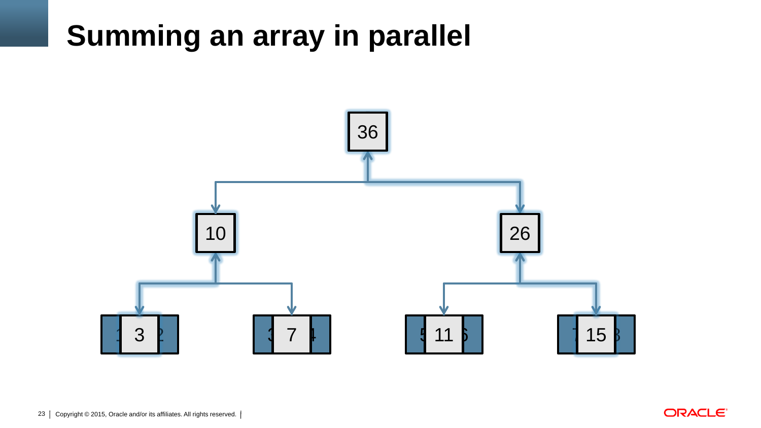# Summing an array in parallel

36

10 26

3 7 11 15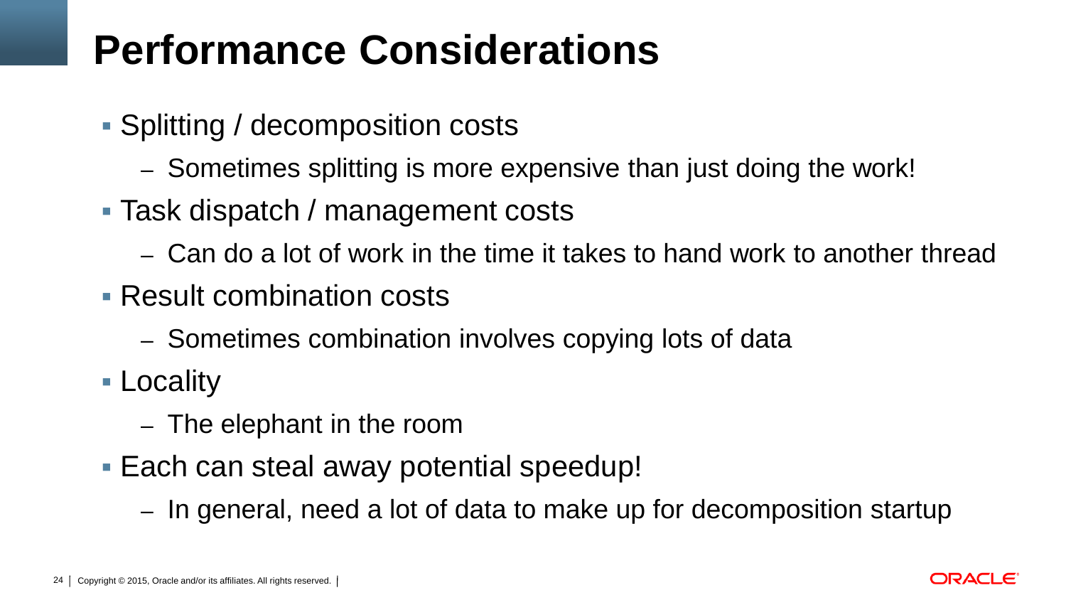# Performance Considerations

- Splitting / decomposition costs
  - Sometimes splitting is more expensive than just doing the work!
- Task dispatch / management costs
  - Can do a lot of work in the time it takes to hand work to another thread
- Result combination costs
  - Sometimes combination involves copying lots of data
- Locality
  - The elephant in the room
- Each can steal away potential speedup!
  - In general, need a lot of data to make up for decomposition startup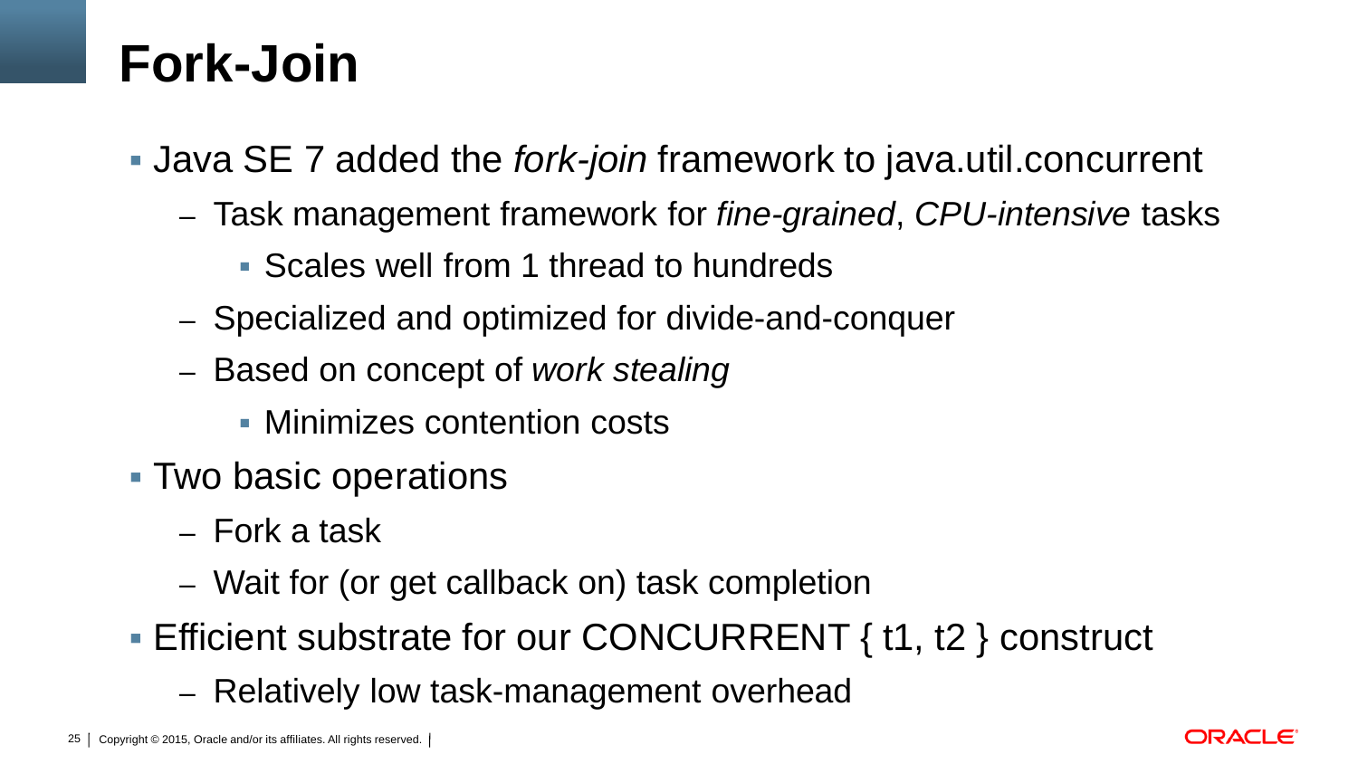# Fork-Join

- Java SE 7 added the *fork-join* framework to java.util.concurrent
  - Task management framework for *fine-grained*, *CPU-intensive* tasks
    - Scales well from 1 thread to hundreds
  - Specialized and optimized for divide-and-conquer
  - Based on concept of *work stealing*
    - Minimizes contention costs
- Two basic operations
  - Fork a task
  - Wait for (or get callback on) task completion
- Efficient substrate for our CONCURRENT { t1, t2 } construct
  - Relatively low task-management overhead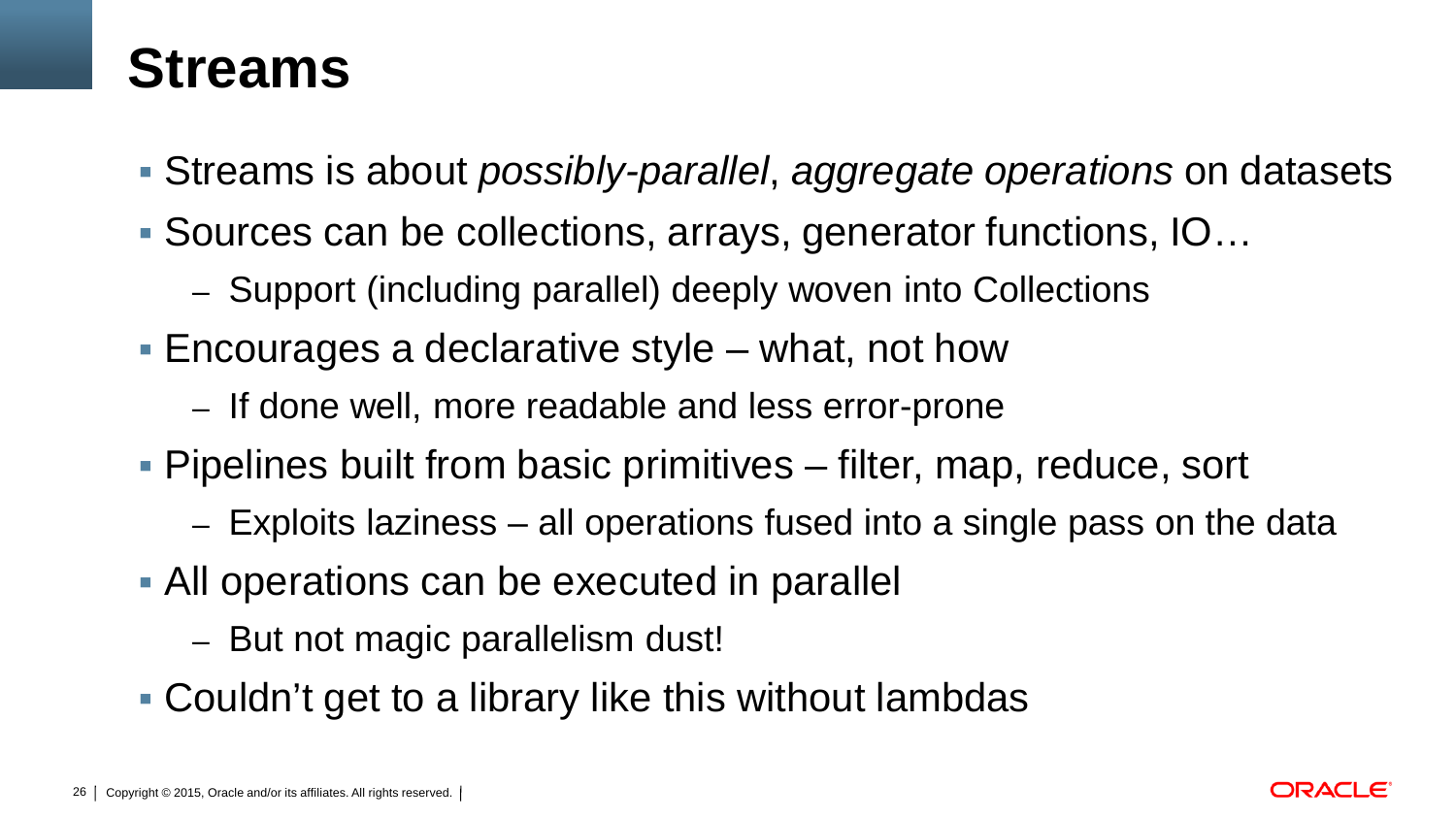# Streams

- Streams is about *possibly-parallel*, *aggregate operations* on datasets
- Sources can be collections, arrays, generator functions, IO…
  - Support (including parallel) deeply woven into Collections
- Encourages a declarative style – what, not how
  - If done well, more readable and less error-prone
- Pipelines built from basic primitives – filter, map, reduce, sort
  - Exploits laziness – all operations fused into a single pass on the data
- All operations can be executed in parallel
  - But not magic parallelism dust!
- Couldn't get to a library like this without lambdas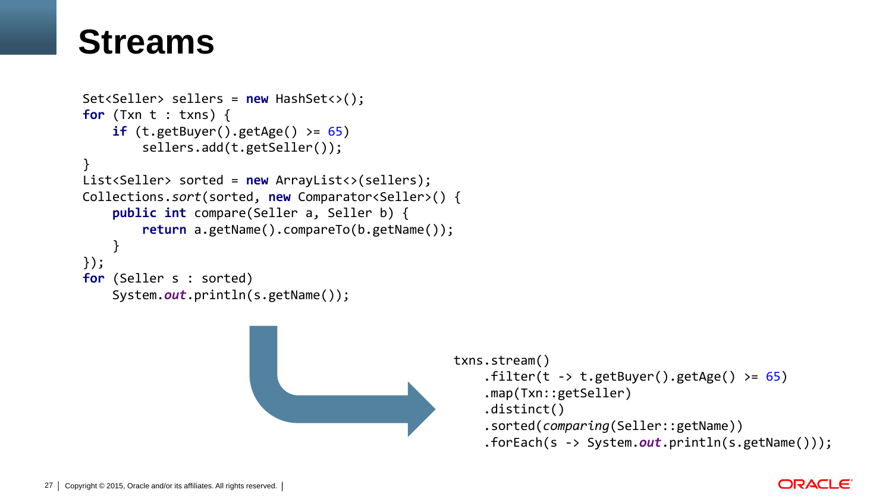# Streams

```
Set<Seller> sellers = new HashSet<>();
for (Txn t : txns) {
    if (t.getBuyer().getAge() >= 65)
        sellers.add(t.getSeller());
}
List<Seller> sorted = new ArrayList<>(sellers);
Collections.sort(sorted, new Comparator<Seller>() {
    public int compare(Seller a, Seller b) {
        return a.getName().compareTo(b.getName());
    }
});
for (Seller s : sorted)
    System.out.println(s.getName());
```

```
txns.stream()
    .filter(t -> t.getBuyer().getAge() >= 65)
    .map(Txn::getSeller)
    .distinct()
    .sorted(comparing(Seller::getName))
    .forEach(s -> System.out.println(s.getName()));
```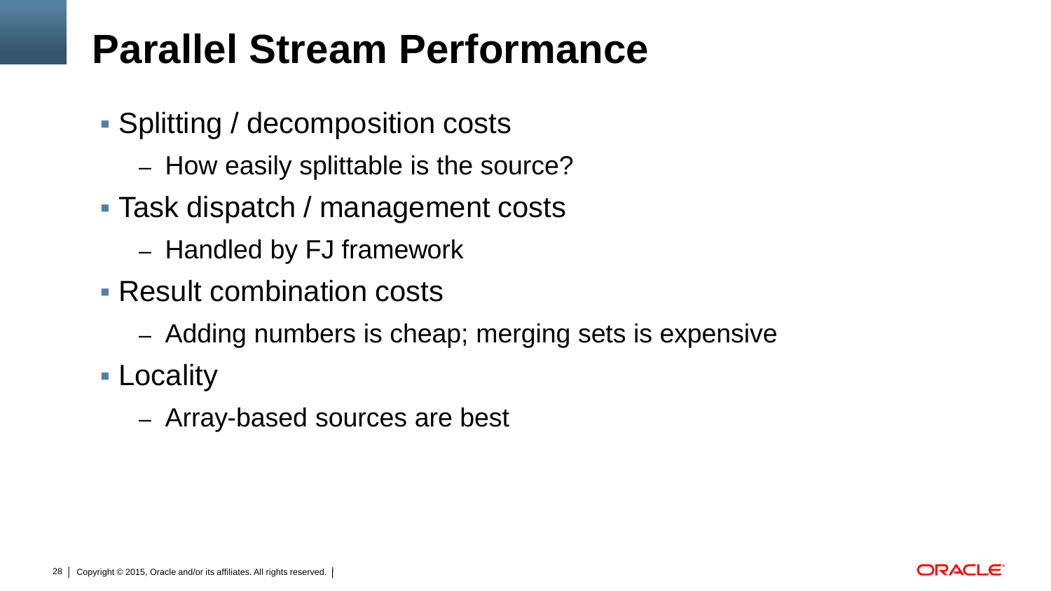# Parallel Stream Performance

- Splitting / decomposition costs
  - How easily splittable is the source?
- Task dispatch / management costs
  - Handled by FJ framework
- Result combination costs
  - Adding numbers is cheap; merging sets is expensive
- Locality
  - Array-based sources are best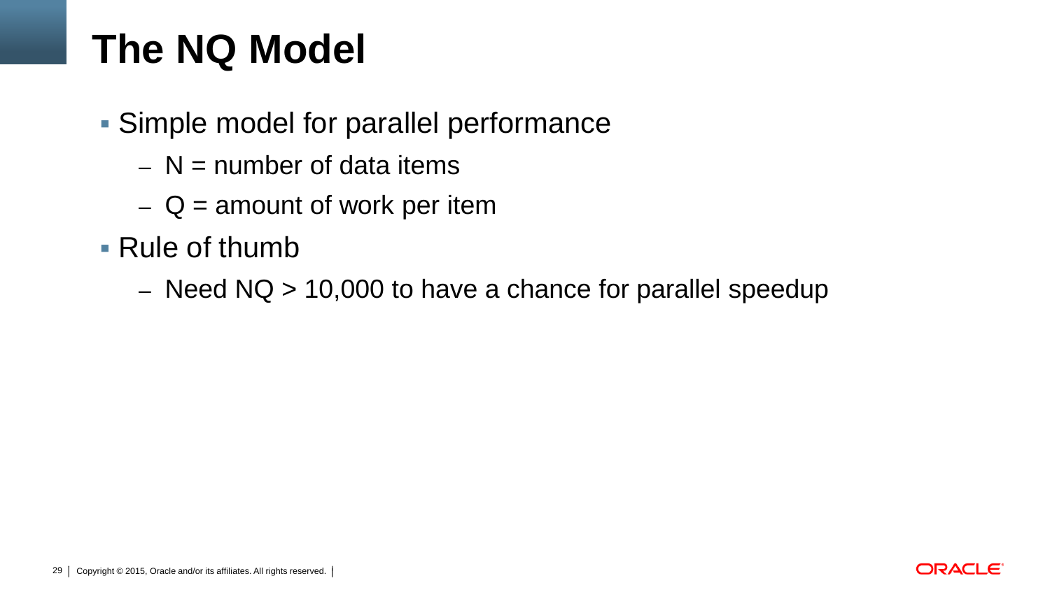# The NQ Model

- Simple model for parallel performance
  - N = number of data items
  - Q = amount of work per item
- Rule of thumb
  - Need NQ > 10,000 to have a chance for parallel speedup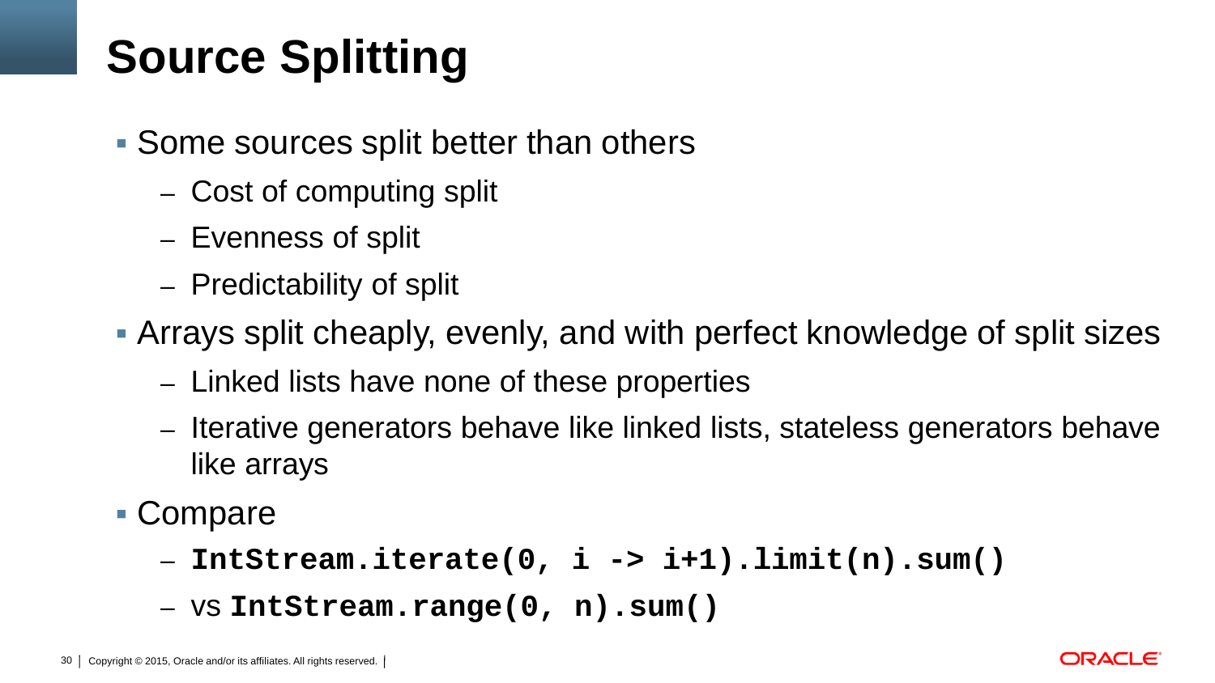# Source Splitting

- Some sources split better than others
  - Cost of computing split
  - Evenness of split
  - Predictability of split
- Arrays split cheaply, evenly, and with perfect knowledge of split sizes
  - Linked lists have none of these properties
  - Iterative generators behave like linked lists, stateless generators behave like arrays
- Compare
  - **`IntStream.iterate(0, i -> i+1).limit(n).sum()`**
  - vs **`IntStream.range(0, n).sum()`**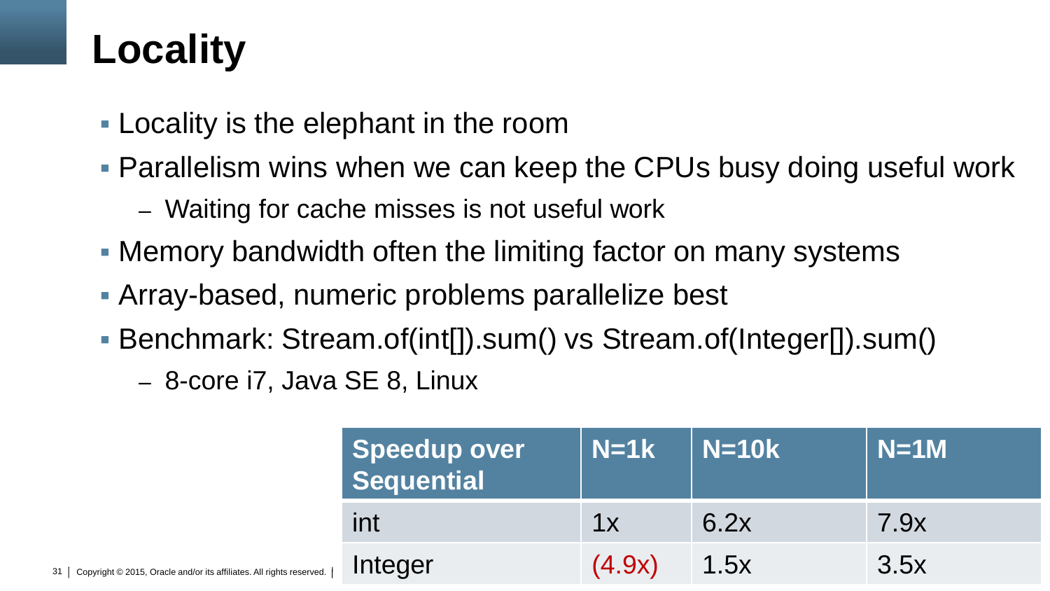# Locality

- Locality is the elephant in the room
- Parallelism wins when we can keep the CPUs busy doing useful work
  - Waiting for cache misses is not useful work
- Memory bandwidth often the limiting factor on many systems
- Array-based, numeric problems parallelize best
- Benchmark: Stream.of(int[]).sum() vs Stream.of(Integer[]).sum()
  - 8-core i7, Java SE 8, Linux

| Speedup over Sequential | N=1k | N=10k | N=1M |
|---|---|---|---|
| int | 1x | 6.2x | 7.9x |
| Integer | (4.9x) | 1.5x | 3.5x |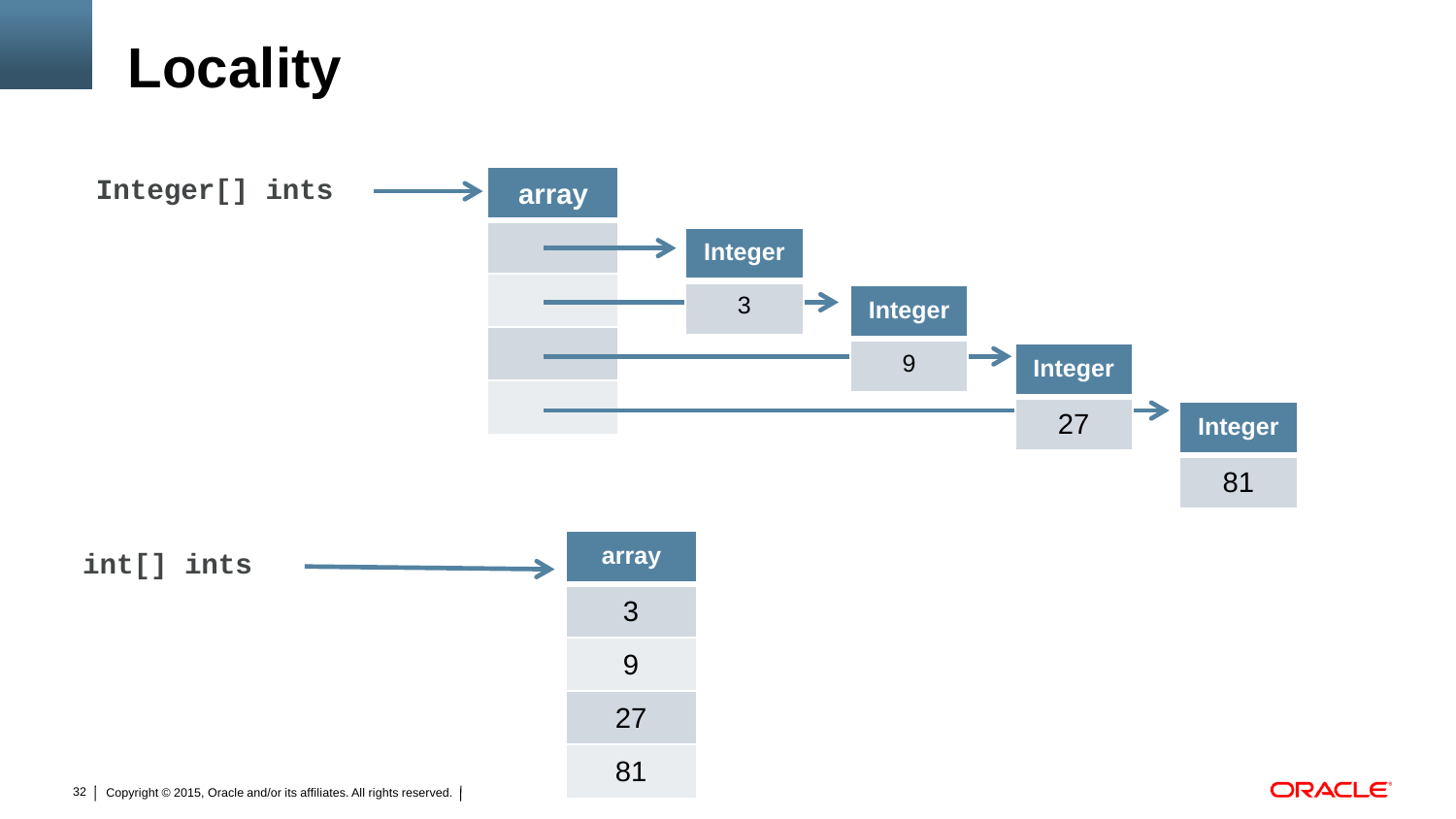# Locality

`Integer[] ints` → array → Integer 3, Integer 9, Integer 27, Integer 81

`int[] ints` → array

| array |
|---|
| 3 |
| 9 |
| 27 |
| 81 |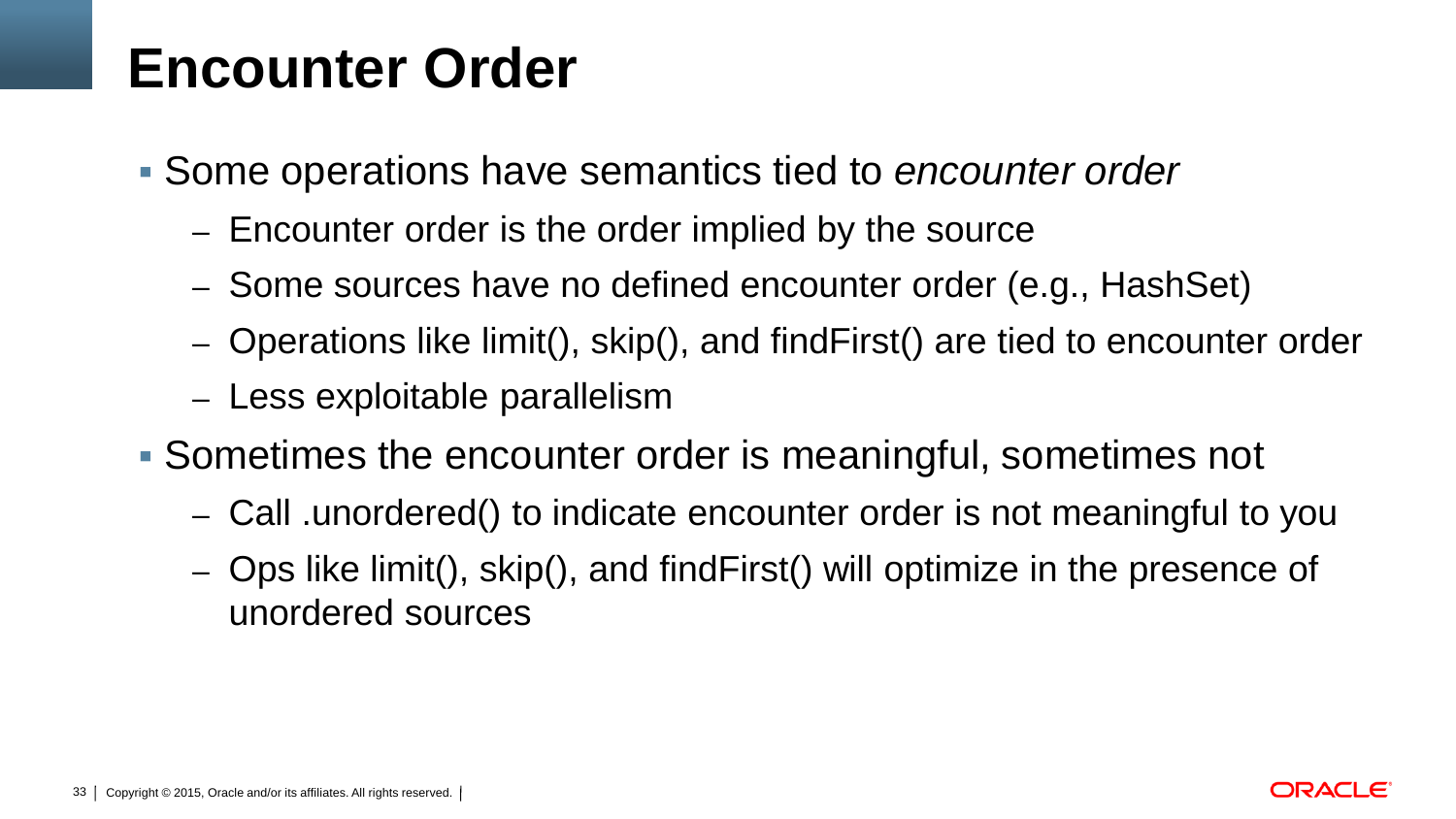# Encounter Order

- Some operations have semantics tied to *encounter order*
  - Encounter order is the order implied by the source
  - Some sources have no defined encounter order (e.g., HashSet)
  - Operations like limit(), skip(), and findFirst() are tied to encounter order
  - Less exploitable parallelism
- Sometimes the encounter order is meaningful, sometimes not
  - Call .unordered() to indicate encounter order is not meaningful to you
  - Ops like limit(), skip(), and findFirst() will optimize in the presence of unordered sources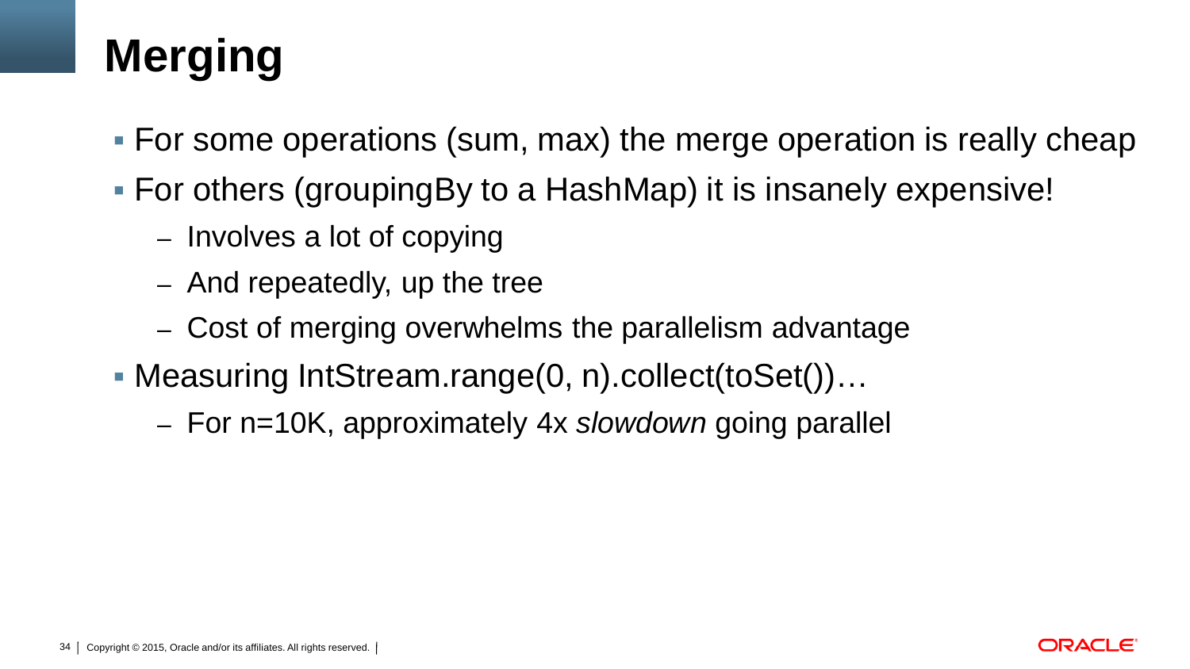# Merging

- For some operations (sum, max) the merge operation is really cheap
- For others (groupingBy to a HashMap) it is insanely expensive!
  - Involves a lot of copying
  - And repeatedly, up the tree
  - Cost of merging overwhelms the parallelism advantage
- Measuring IntStream.range(0, n).collect(toSet())…
  - For n=10K, approximately 4x *slowdown* going parallel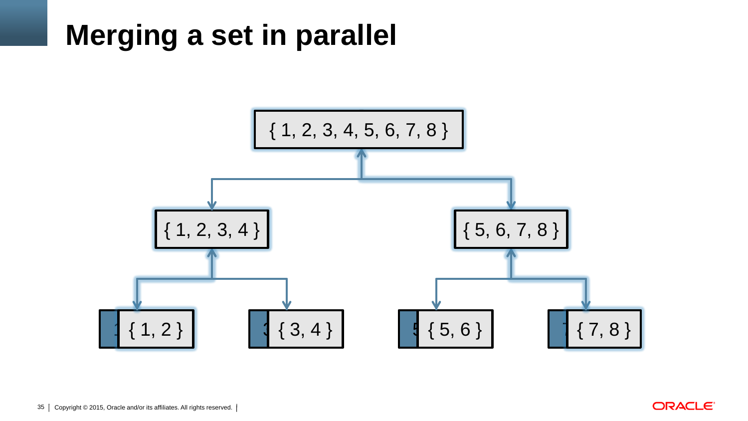# Merging a set in parallel

{ 1, 2, 3, 4, 5, 6, 7, 8 }

{ 1, 2, 3, 4 }

{ 5, 6, 7, 8 }

{ 1, 2 }

{ 3, 4 }

{ 5, 6 }

{ 7, 8 }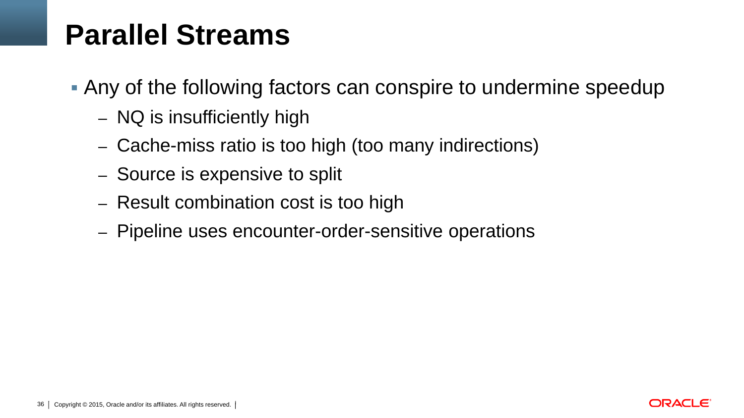# Parallel Streams

- Any of the following factors can conspire to undermine speedup
  - NQ is insufficiently high
  - Cache-miss ratio is too high (too many indirections)
  - Source is expensive to split
  - Result combination cost is too high
  - Pipeline uses encounter-order-sensitive operations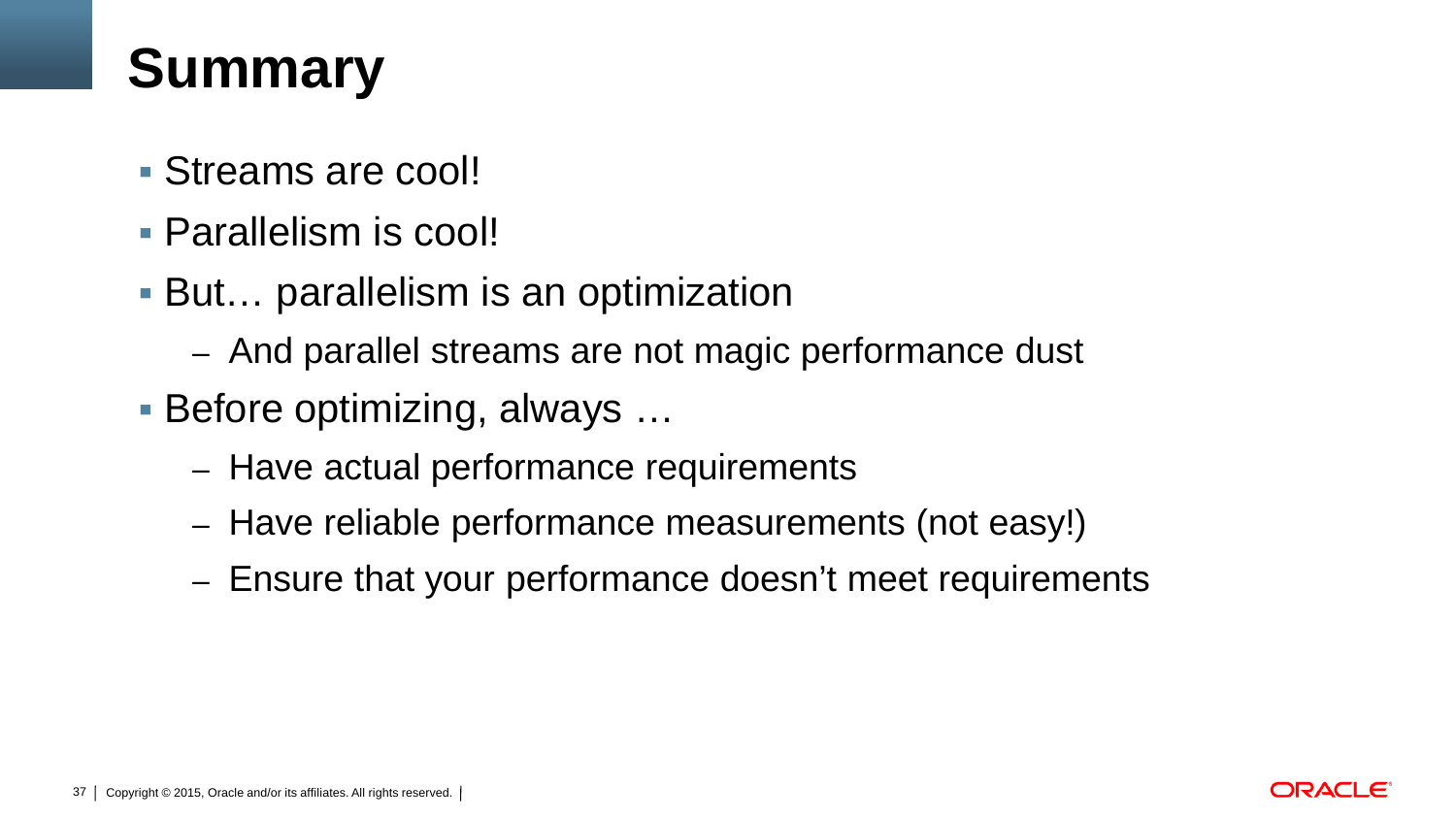# Summary

- Streams are cool!
- Parallelism is cool!
- But… parallelism is an optimization
  - And parallel streams are not magic performance dust
- Before optimizing, always …
  - Have actual performance requirements
  - Have reliable performance measurements (not easy!)
  - Ensure that your performance doesn’t meet requirements